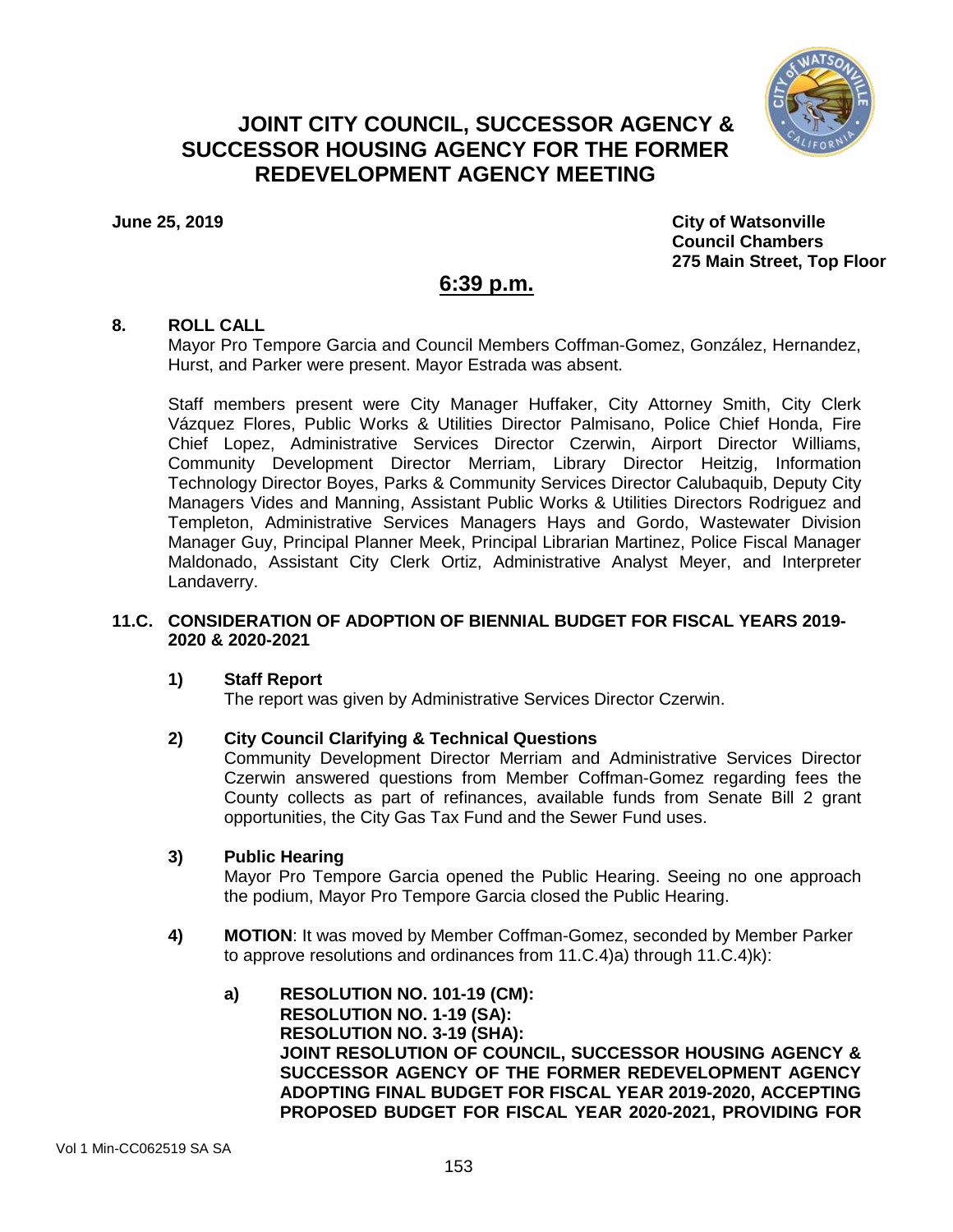# JOINT CITY COUNCIL, SUCCESSOR AGENCY & SUCCESSOR HOUSING AGENCY FOR THE FORMER REDEVELOPMENT AGENCY MEETING

**June 25, 2019**

**City of Watsonville**
**Council Chambers**
**275 Main Street, Top Floor**

## 6:39 p.m.

### 8. ROLL CALL

Mayor Pro Tempore Garcia and Council Members Coffman-Gomez, González, Hernandez, Hurst, and Parker were present. Mayor Estrada was absent.

Staff members present were City Manager Huffaker, City Attorney Smith, City Clerk Vázquez Flores, Public Works & Utilities Director Palmisano, Police Chief Honda, Fire Chief Lopez, Administrative Services Director Czerwin, Airport Director Williams, Community Development Director Merriam, Library Director Heitzig, Information Technology Director Boyes, Parks & Community Services Director Calubaquib, Deputy City Managers Vides and Manning, Assistant Public Works & Utilities Directors Rodriguez and Templeton, Administrative Services Managers Hays and Gordo, Wastewater Division Manager Guy, Principal Planner Meek, Principal Librarian Martinez, Police Fiscal Manager Maldonado, Assistant City Clerk Ortiz, Administrative Analyst Meyer, and Interpreter Landaverry.

### 11.C. CONSIDERATION OF ADOPTION OF BIENNIAL BUDGET FOR FISCAL YEARS 2019-2020 & 2020-2021

**1) Staff Report**

The report was given by Administrative Services Director Czerwin.

**2) City Council Clarifying & Technical Questions**

Community Development Director Merriam and Administrative Services Director Czerwin answered questions from Member Coffman-Gomez regarding fees the County collects as part of refinances, available funds from Senate Bill 2 grant opportunities, the City Gas Tax Fund and the Sewer Fund uses.

**3) Public Hearing**

Mayor Pro Tempore Garcia opened the Public Hearing. Seeing no one approach the podium, Mayor Pro Tempore Garcia closed the Public Hearing.

**4) MOTION**: It was moved by Member Coffman-Gomez, seconded by Member Parker to approve resolutions and ordinances from 11.C.4)a) through 11.C.4)k):

**a) RESOLUTION NO. 101-19 (CM):**
**RESOLUTION NO. 1-19 (SA):**
**RESOLUTION NO. 3-19 (SHA):**
**JOINT RESOLUTION OF COUNCIL, SUCCESSOR HOUSING AGENCY & SUCCESSOR AGENCY OF THE FORMER REDEVELOPMENT AGENCY ADOPTING FINAL BUDGET FOR FISCAL YEAR 2019-2020, ACCEPTING PROPOSED BUDGET FOR FISCAL YEAR 2020-2021, PROVIDING FOR**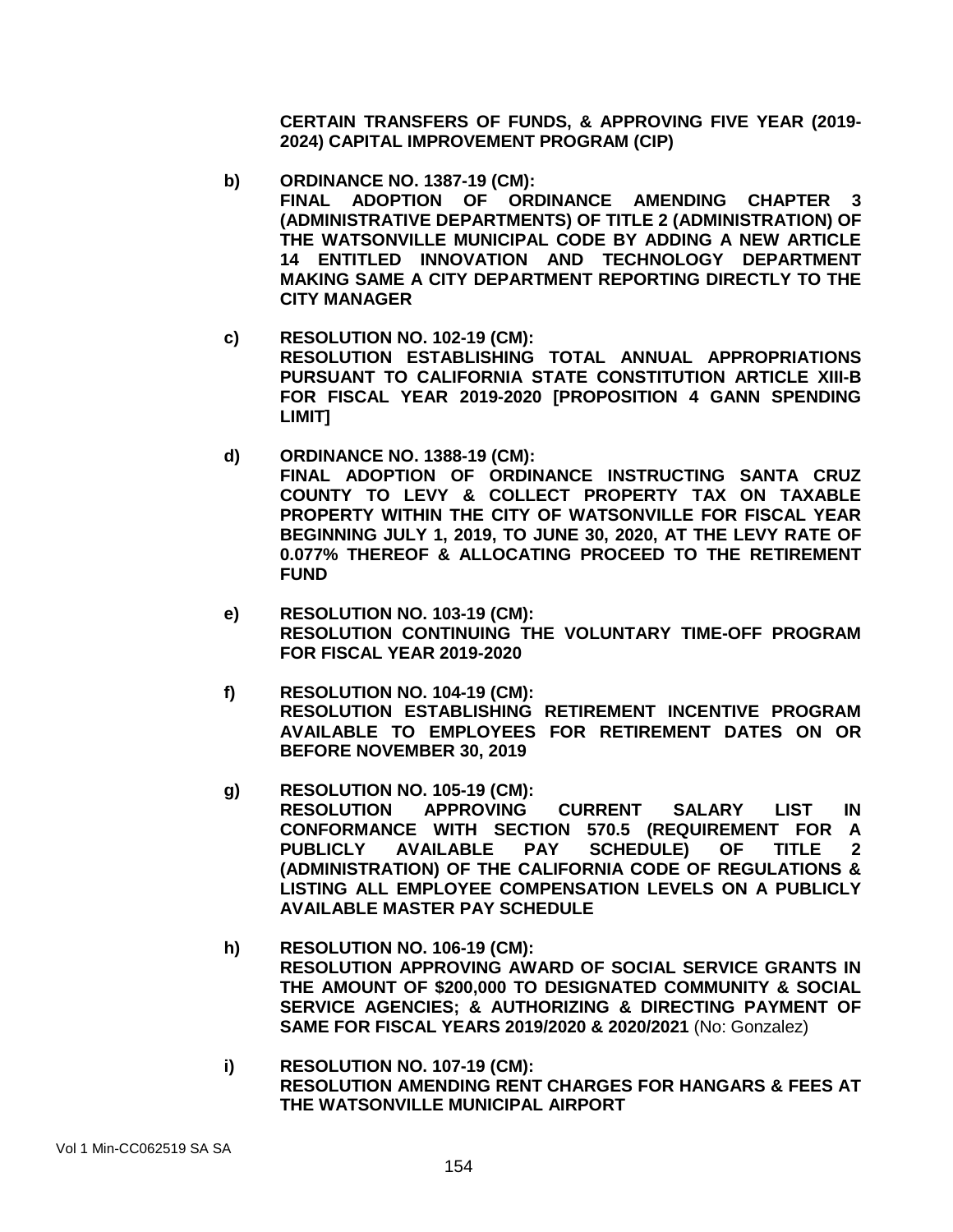**CERTAIN TRANSFERS OF FUNDS, & APPROVING FIVE YEAR (2019-2024) CAPITAL IMPROVEMENT PROGRAM (CIP)**

b) **ORDINANCE NO. 1387-19 (CM):**
**FINAL ADOPTION OF ORDINANCE AMENDING CHAPTER 3 (ADMINISTRATIVE DEPARTMENTS) OF TITLE 2 (ADMINISTRATION) OF THE WATSONVILLE MUNICIPAL CODE BY ADDING A NEW ARTICLE 14 ENTITLED INNOVATION AND TECHNOLOGY DEPARTMENT MAKING SAME A CITY DEPARTMENT REPORTING DIRECTLY TO THE CITY MANAGER**

c) **RESOLUTION NO. 102-19 (CM):**
**RESOLUTION ESTABLISHING TOTAL ANNUAL APPROPRIATIONS PURSUANT TO CALIFORNIA STATE CONSTITUTION ARTICLE XIII-B FOR FISCAL YEAR 2019-2020 [PROPOSITION 4 GANN SPENDING LIMIT]**

d) **ORDINANCE NO. 1388-19 (CM):**
**FINAL ADOPTION OF ORDINANCE INSTRUCTING SANTA CRUZ COUNTY TO LEVY & COLLECT PROPERTY TAX ON TAXABLE PROPERTY WITHIN THE CITY OF WATSONVILLE FOR FISCAL YEAR BEGINNING JULY 1, 2019, TO JUNE 30, 2020, AT THE LEVY RATE OF 0.077% THEREOF & ALLOCATING PROCEED TO THE RETIREMENT FUND**

e) **RESOLUTION NO. 103-19 (CM):**
**RESOLUTION CONTINUING THE VOLUNTARY TIME-OFF PROGRAM FOR FISCAL YEAR 2019-2020**

f) **RESOLUTION NO. 104-19 (CM):**
**RESOLUTION ESTABLISHING RETIREMENT INCENTIVE PROGRAM AVAILABLE TO EMPLOYEES FOR RETIREMENT DATES ON OR BEFORE NOVEMBER 30, 2019**

g) **RESOLUTION NO. 105-19 (CM):**
**RESOLUTION APPROVING CURRENT SALARY LIST IN CONFORMANCE WITH SECTION 570.5 (REQUIREMENT FOR A PUBLICLY AVAILABLE PAY SCHEDULE) OF TITLE 2 (ADMINISTRATION) OF THE CALIFORNIA CODE OF REGULATIONS & LISTING ALL EMPLOYEE COMPENSATION LEVELS ON A PUBLICLY AVAILABLE MASTER PAY SCHEDULE**

h) **RESOLUTION NO. 106-19 (CM):**
**RESOLUTION APPROVING AWARD OF SOCIAL SERVICE GRANTS IN THE AMOUNT OF $200,000 TO DESIGNATED COMMUNITY & SOCIAL SERVICE AGENCIES; & AUTHORIZING & DIRECTING PAYMENT OF SAME FOR FISCAL YEARS 2019/2020 & 2020/2021** (No: Gonzalez)

i) **RESOLUTION NO. 107-19 (CM):**
**RESOLUTION AMENDING RENT CHARGES FOR HANGARS & FEES AT THE WATSONVILLE MUNICIPAL AIRPORT**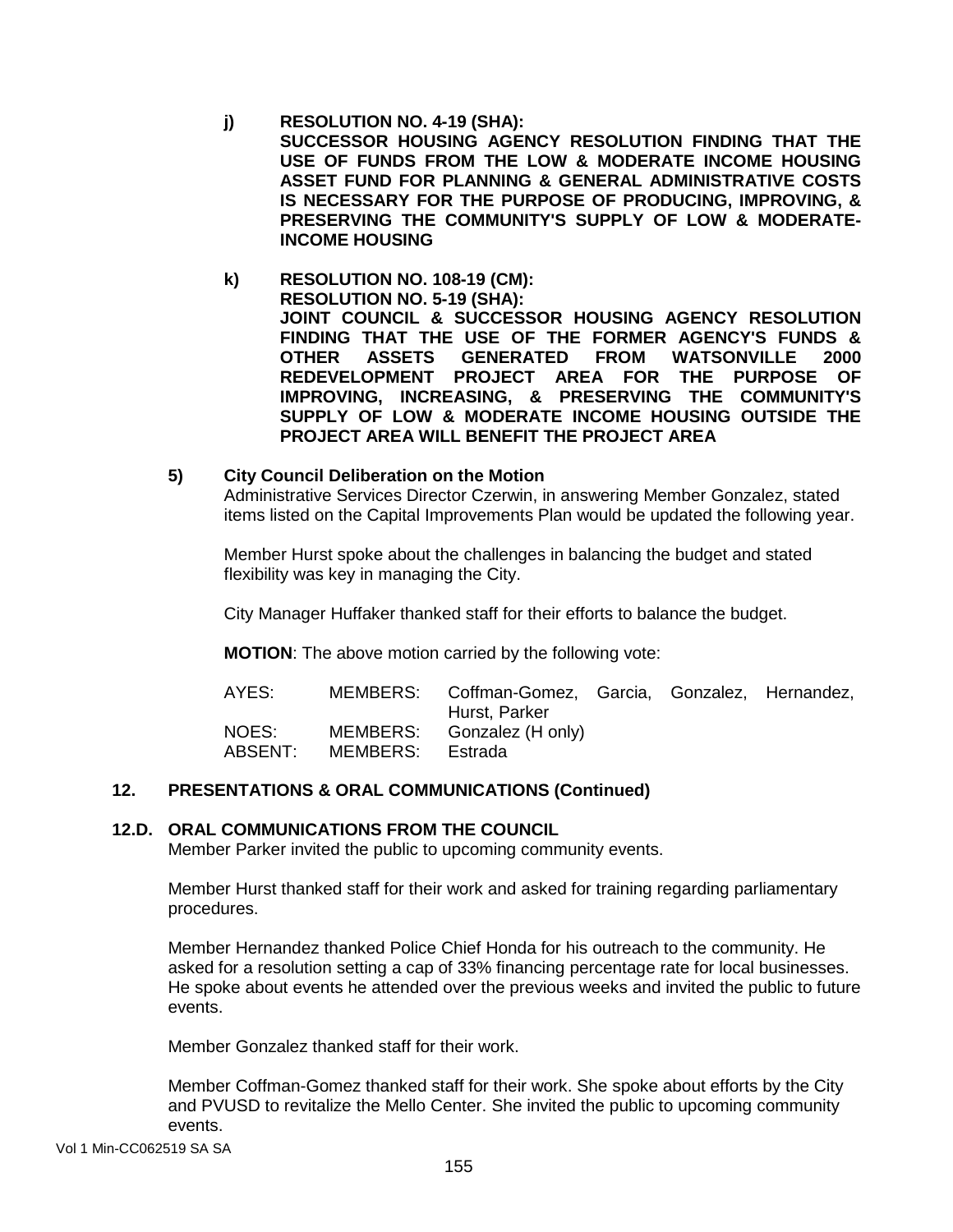**j) RESOLUTION NO. 4-19 (SHA):**
**SUCCESSOR HOUSING AGENCY RESOLUTION FINDING THAT THE USE OF FUNDS FROM THE LOW & MODERATE INCOME HOUSING ASSET FUND FOR PLANNING & GENERAL ADMINISTRATIVE COSTS IS NECESSARY FOR THE PURPOSE OF PRODUCING, IMPROVING, & PRESERVING THE COMMUNITY'S SUPPLY OF LOW & MODERATE-INCOME HOUSING**

**k) RESOLUTION NO. 108-19 (CM):**
**RESOLUTION NO. 5-19 (SHA):**
**JOINT COUNCIL & SUCCESSOR HOUSING AGENCY RESOLUTION FINDING THAT THE USE OF THE FORMER AGENCY'S FUNDS & OTHER ASSETS GENERATED FROM WATSONVILLE 2000 REDEVELOPMENT PROJECT AREA FOR THE PURPOSE OF IMPROVING, INCREASING, & PRESERVING THE COMMUNITY'S SUPPLY OF LOW & MODERATE INCOME HOUSING OUTSIDE THE PROJECT AREA WILL BENEFIT THE PROJECT AREA**

**5) City Council Deliberation on the Motion**

Administrative Services Director Czerwin, in answering Member Gonzalez, stated items listed on the Capital Improvements Plan would be updated the following year.

Member Hurst spoke about the challenges in balancing the budget and stated flexibility was key in managing the City.

City Manager Huffaker thanked staff for their efforts to balance the budget.

**MOTION**: The above motion carried by the following vote:

| | | |
|---|---|---|
| AYES: | MEMBERS: | Coffman-Gomez, Garcia, Gonzalez, Hernandez, Hurst, Parker |
| NOES: | MEMBERS: | Gonzalez (H only) |
| ABSENT: | MEMBERS: | Estrada |

## 12. PRESENTATIONS & ORAL COMMUNICATIONS (Continued)

### 12.D. ORAL COMMUNICATIONS FROM THE COUNCIL

Member Parker invited the public to upcoming community events.

Member Hurst thanked staff for their work and asked for training regarding parliamentary procedures.

Member Hernandez thanked Police Chief Honda for his outreach to the community. He asked for a resolution setting a cap of 33% financing percentage rate for local businesses. He spoke about events he attended over the previous weeks and invited the public to future events.

Member Gonzalez thanked staff for their work.

Member Coffman-Gomez thanked staff for their work. She spoke about efforts by the City and PVUSD to revitalize the Mello Center. She invited the public to upcoming community events.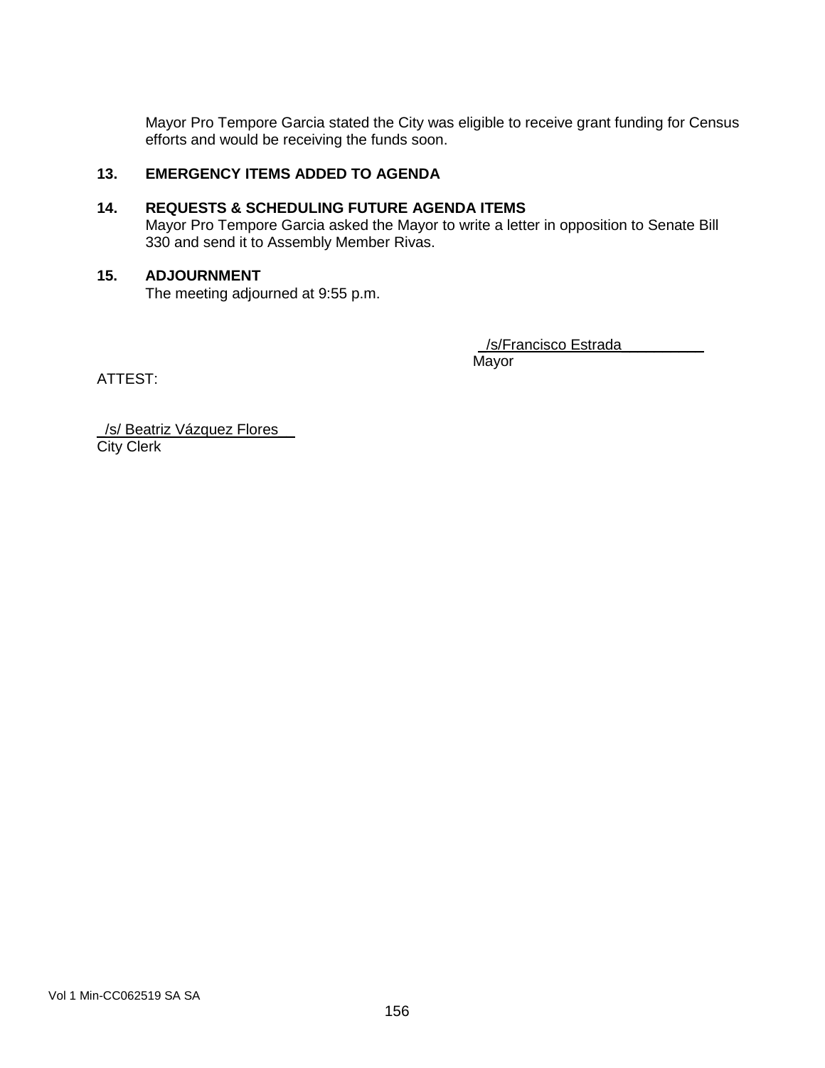Mayor Pro Tempore Garcia stated the City was eligible to receive grant funding for Census efforts and would be receiving the funds soon.

**13. EMERGENCY ITEMS ADDED TO AGENDA**

**14. REQUESTS & SCHEDULING FUTURE AGENDA ITEMS**

Mayor Pro Tempore Garcia asked the Mayor to write a letter in opposition to Senate Bill 330 and send it to Assembly Member Rivas.

**15. ADJOURNMENT**

The meeting adjourned at 9:55 p.m.

/s/Francisco Estrada
Mayor

ATTEST:

/s/ Beatriz Vázquez Flores
City Clerk

Vol 1 Min-CC062519 SA SA